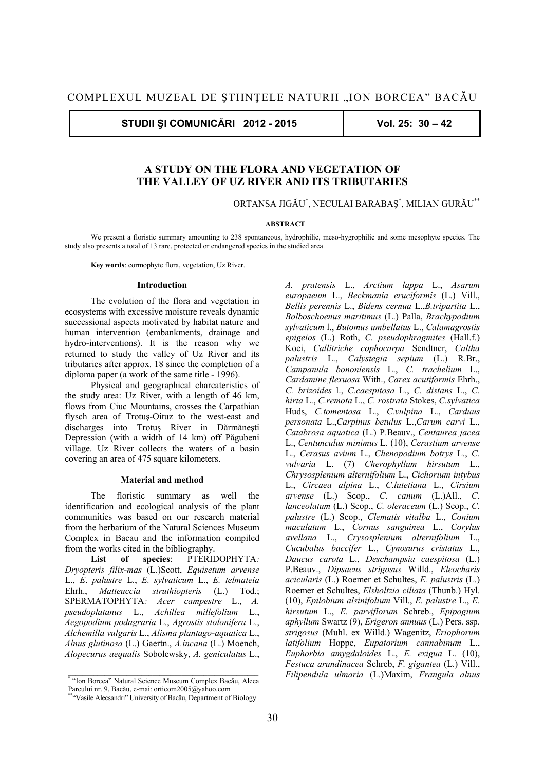COMPLEXUL MUZEAL DE ŞTIINŢELE NATURII „ION BORCEA” BACĂU

# A STUDY ON THE FLORA AND VEGETATION OF THE VALLEY OF UZ RIVER AND ITS TRIBUTARIES

ORTANSA JIGĂU*, NECULAI BARABAŞ*, MILIAN GURĂU**

**ABSTRACT**

We present a floristic summary amounting to 238 spontaneous, hydrophilic, meso-hygrophilic and some mesophyte species. The study also presents a total of 13 rare, protected or endangered species in the studied area.

**Key words**: cormophyte flora, vegetation, Uz River.

## Introduction

The evolution of the flora and vegetation in ecosystems with excessive moisture reveals dynamic successional aspects motivated by habitat nature and human intervention (embankments, drainage and hydro-interventions). It is the reason why we returned to study the valley of Uz River and its tributaries after approx. 18 since the completion of a diploma paper (a work of the same title - 1996).

Physical and geographical charcateristics of the study area: Uz River, with a length of 46 km, flows from Ciuc Mountains, crosses the Carpathian flysch area of Trotuş-Oituz to the west-east and discharges into Trotuş River in Dărmăneşti Depression (with a width of 14 km) off Păgubeni village. Uz River collects the waters of a basin covering an area of 475 square kilometers.

## Material and method

The floristic summary as well the identification and ecological analysis of the plant communities was based on our research material from the herbarium of the Natural Sciences Museum Complex in Bacau and the information compiled from the works cited in the bibliography.

**List of species**: PTERIDOPHYTA*:* *Dryopteris filix-mas* (L.)Scott, *Equisetum arvense* L., *E. palustre* L., *E. sylvaticum* L., *E. telmateia* Ehrh., *Matteuccia struthiopteris* (L.) Tod.; SPERMATOPHYTA*:* *Acer campestre* L., *A. pseudoplatanus* L., *Achillea millefolium* L., *Aegopodium podagraria* L., *Agrostis stolonifera* L., *Alchemilla vulgaris* L., *Alisma plantago-aquatica* L., *Alnus glutinosa* (L.) Gaertn., *A.incana* (L.) Moench, *Alopecurus aequalis* Sobolewsky, *A. geniculatus* L., *A. pratensis* L., *Arctium lappa* L., *Asarum europaeum* L., *Beckmania eruciformis* (L.) Vill., *Bellis perennis* L., *Bidens cernua* L.,*B.tripartita* L., *Bolboschoenus maritimus* (L.) Palla, *Brachypodium sylvaticum* l., *Butomus umbellatus* L., *Calamagrostis epigeios* (L.) Roth, *C. pseudophragmites* (Hall.f.) Koei, *Callitriche cophocarpa* Sendtner, *Caltha palustris* L., *Calystegia sepium* (L.) R.Br., *Campanula bononiensis* L., *C. trachelium* L., *Cardamine flexuosa* With., *Carex acutiformis* Ehrh., *C. brizoides* l., *C.caespitosa* L., *C. distans* L., *C. hirta* L., *C.remota* L., *C. rostrata* Stokes, *C.sylvatica* Huds, *C.tomentosa* L., *C.vulpina* L., *Carduus personata* L.,*Carpinus betulus* L.,*Carum carvi* L., *Catabrosa aquatica* (L.) P.Beauv., *Centaurea jacea* L., *Centunculus minimus* L. (10), *Cerastium arvense* L., *Cerasus avium* L., *Chenopodium botrys* L., *C. vulvaria* L. (7) *Cherophyllum hirsutum* L., *Chrysosplenium alternifolium* L., *Cichorium intybus* L., *Circaea alpina* L., *C.lutetiana* L., *Cirsium arvense* (L.) Scop., *C. canum* (L.)All., *C. lanceolatum* (L.) Scop., *C. oleraceum* (L.) Scop., *C. palustre* (L.) Scop., *Clematis vitalba* L., *Conium maculatum* L., *Cornus sanguinea* L., *Corylus avellana* L., *Crysosplenium alternifolium* L., *Cucubalus baccifer* L., *Cynosurus cristatus* L., *Daucus carota* L., *Deschampsia caespitosa* (L.) P.Beauv., *Dipsacus strigosus* Willd., *Eleocharis acicularis* (L.) Roemer et Schultes, *E. palustris* (L.) Roemer et Schultes, *Elsholtzia ciliata* (Thunb.) Hyl. (10), *Epilobium alsinifolium* Vill., *E. palustre* L., *E. hirsutum* L., *E. parviflorum* Schreb., *Epipogium aphyllum* Swartz (9), *Erigeron annuus* (L.) Pers. ssp. *strigosus* (Muhl. ex Willd.) Wagenitz, *Eriophorum latifolium* Hoppe, *Eupatorium cannabinum* L., *Euphorbia amygdaloides* L., *E. exigua* L. (10), *Festuca arundinacea* Schreb, *F. gigantea* (L.) Vill., *Filipendula ulmaria* (L.)Maxim, *Frangula alnus*

---

* "Ion Borcea" Natural Science Museum Complex Bacău, Aleea Parcului nr. 9, Bacău, e-mai: orticom2005@yahoo.com

** "Vasile Alecsandri" University of Bacău, Department of Biology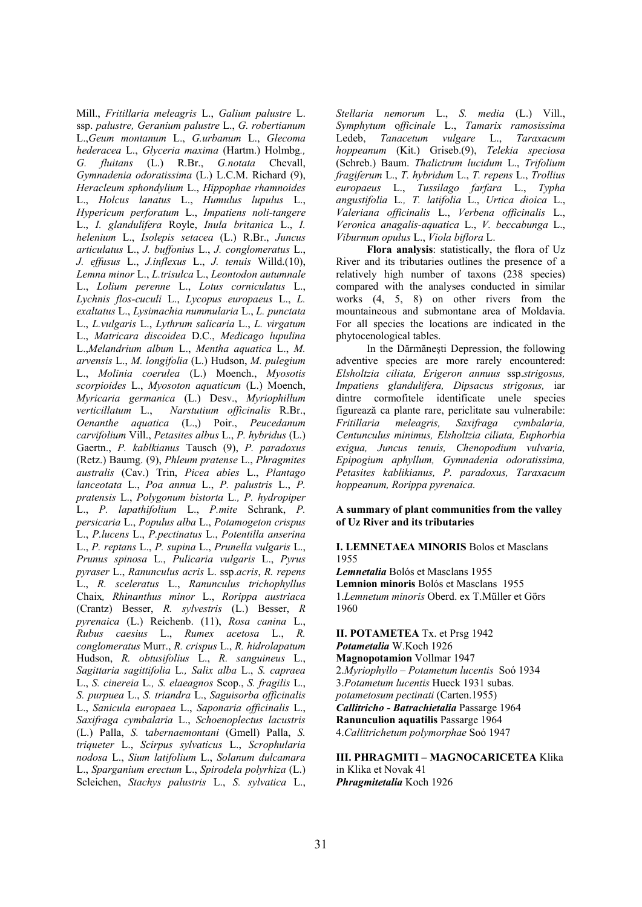Mill., *Fritillaria meleagris* L., *Galium palustre* L. ssp. *palustre, Geranium palustre* L., *G. robertianum* L.,*Geum montanum* L., *G.urbanum* L., *Glecoma hederacea* L., *Glyceria maxima* (Hartm.) Holmbg*., G. fluitans* (L.) R.Br., *G.notata* Chevall, *Gymnadenia odoratissima* (L.) L.C.M. Richard (9), *Heracleum sphondylium* L., *Hippophae rhamnoides* L., *Holcus lanatus* L., *Humulus lupulus* L., *Hypericum perforatum* L., *Impatiens noli-tangere* L., *I. glandulifera* Royle, *Inula britanica* L., *I. helenium* L., *Isolepis setacea* (L.) R.Br., *Juncus articulatus* L., *J. buffonius* L., *J. conglomeratus* L., *J. effusus* L., *J.inflexus* L., *J. tenuis* Willd.(10), *Lemna minor* L., *L.trisulca* L., *Leontodon autumnale* L., *Lolium perenne* L., *Lotus corniculatus* L., *Lychnis flos-cuculi* L., *Lycopus europaeus* L., *L. exaltatus* L., *Lysimachia nummularia* L., *L. punctata* L., *L.vulgaris* L., *Lythrum salicaria* L., *L. virgatum* L., *Matricara discoidea* D.C., *Medicago lupulina* L.,*Melandrium album* L., *Mentha aquatica* L., *M. arvensis* L., *M. longifolia* (L.) Hudson, *M. pulegium* L., *Molinia coerulea* (L.) Moench., *Myosotis scorpioides* L., *Myosoton aquaticum* (L.) Moench, *Myricaria germanica* (L.) Desv., *Myriophillum verticillatum* L., *Narstutium officinalis* R.Br., *Oenanthe aquatica* (L.,) Poir., *Peucedanum carvifolium* Vill., *Petasites albus* L., *P. hybridus* (L.) Gaertn., *P. kablkianus* Tausch (9), *P. paradoxus* (Retz.) Baumg. (9), *Phleum pratense* L., *Phragmites australis* (Cav.) Trin, *Picea abies* L., *Plantago lanceotata* L., *Poa annua* L., *P. palustris* L., *P. pratensis* L., *Polygonum bistorta* L*., P. hydropiper* L., *P. lapathifolium* L., *P.mite* Schrank, *P. persicaria* L., *Populus alba* L., *Potamogeton crispus* L., *P.lucens* L., *P.pectinatus* L., *Potentilla anserina* L., *P. reptans* L., *P. supina* L., *Prunella vulgaris* L., *Prunus spinosa* L., *Pulicaria vulgaris* L., *Pyrus pyraser* L., *Ranunculus acris* L. ssp.*acris*, *R. repens* L., *R. sceleratus* L., *Ranunculus trichophyllus* Chaix*, Rhinanthus minor* L., *Rorippa austriaca* (Crantz) Besser, *R. sylvestris* (L.) Besser, *R pyrenaica* (L.) Reichenb. (11), *Rosa canina* L., *Rubus caesius* L., *Rumex acetosa* L., *R. conglomeratus* Murr., *R. crispus* L., *R. hidrolapatum* Hudson, *R. obtusifolius* L., *R. sanguineus* L., *Sagittaria sagittifolia* L*., Salix alba* L., *S. capraea* L., *S. cinereia* L*., S. elaeagnos* Scop., *S. fragilis* L., *S. purpuea* L., *S. triandra* L., *Saguisorba officinalis* L., *Sanicula europaea* L., *Saponaria officinalis* L., *Saxifraga cymbalaria* L., *Schoenoplectus lacustris* (L.) Palla, *S.* t*abernaemontani* (Gmell) Palla, *S. triqueter* L., *Scirpus sylvaticus* L., *Scrophularia nodosa* L., *Sium latifolium* L., *Solanum dulcamara* L., *Sparganium erectum* L., *Spirodela polyrhiza* (L.) Scleichen, *Stachys palustris* L., *S. sylvatica* L., *Stellaria nemorum* L., *S. media* (L.) Vill., *Symphytum* o*fficinale* L., *Tamarix ramosissima* Ledeb, *Tanacetum vulgare* L., *Taraxacum hoppeanum* (Kit.) Griseb.(9), *Telekia speciosa* (Schreb.) Baum. *Thalictrum lucidum* L., *Trifolium fragiferum* L., *T. hybridum* L., *T. repens* L., *Trollius europaeus* L., *Tussilago farfara* L., *Typha angustifolia* L*., T. latifolia* L., *Urtica dioica* L., *Valeriana officinalis* L., *Verbena officinalis* L., *Veronica anagalis-aquatica* L., *V. beccabunga* L., *Viburnum opulus* L., *Viola biflora* L.

**Flora analysis**: statistically, the flora of Uz River and its tributaries outlines the presence of a relatively high number of taxons (238 species) compared with the analyses conducted in similar works (4, 5, 8) on other rivers from the mountaineous and submontane area of Moldavia. For all species the locations are indicated in the phytocenological tables.

In the Dărmăneşti Depression, the following adventive species are more rarely encountered: *Elsholtzia ciliata, Erigeron annuus* ssp.*strigosus, Impatiens glandulifera, Dipsacus strigosus,* iar dintre cormofitele identificate unele species figurează ca plante rare, periclitate sau vulnerabile: *Fritillaria meleagris, Saxifraga cymbalaria, Centunculus minimus, Elsholtzia ciliata, Euphorbia exigua, Juncus tenuis, Chenopodium vulvaria, Epipogium aphyllum, Gymnadenia odoratissima, Petasites kablikianus, P. paradoxus, Taraxacum hoppeanum, Rorippa pyrenaica.*

**A summary of plant communities from the valley of Uz River and its tributaries**

**I. LEMNETAEA MINORIS** Bolos et Masclans 1955
***Lemnetalia*** Bolós et Masclans 1955
**Lemnion minoris** Bolós et Masclans 1955
1.*Lemnetum minoris* Oberd. ex T.Müller et Görs 1960

**II. POTAMETEA** Tx. et Prsg 1942
***Potametalia*** W.Koch 1926
**Magnopotamion** Vollmar 1947
2.*Myriophyllo – Potametum lucentis* Soó 1934
3.*Potametum lucentis* Hueck 1931 subas. *potametosum pectinati* (Carten.1955)
***Callitricho - Batrachietalia*** Passarge 1964
**Ranunculion aquatilis** Passarge 1964
4.*Callitrichetum polymorphae* Soó 1947

**III. PHRAGMITI – MAGNOCARICETEA** Klika in Klika et Novak 41
***Phragmitetalia*** Koch 1926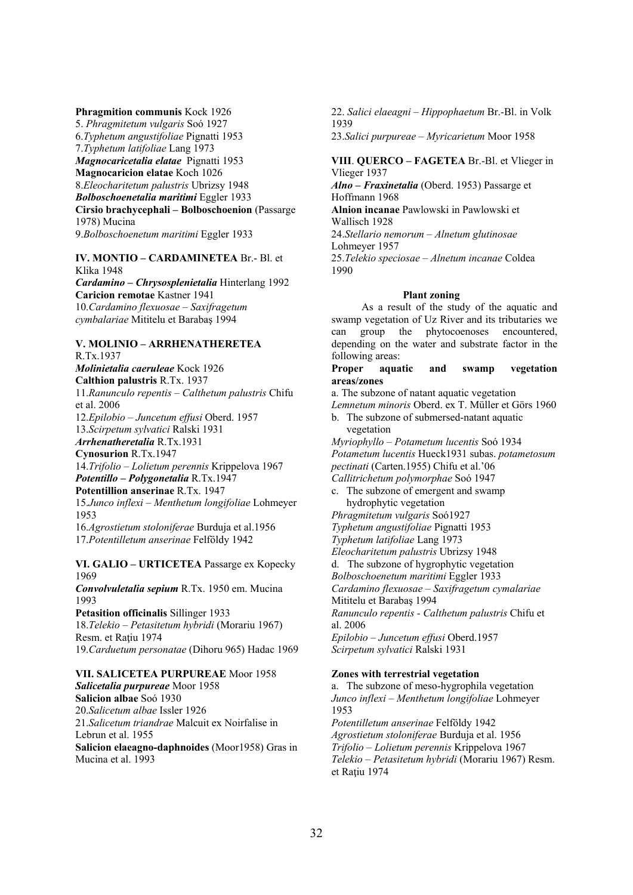**Phragmition communis** Kock 1926

5. *Phragmitetum vulgaris* Soó 1927
6.*Typhetum angustifoliae* Pignatti 1953
7.*Typhetum latifoliae* Lang 1973

***Magnocaricetalia elatae*** Pignatti 1953

**Magnocaricion elatae** Koch 1026

8.*Eleocharitetum palustris* Ubrizsy 1948

***Bolboschoenetalia maritimi*** Eggler 1933

**Cirsio brachycephali – Bolboschoenion** (Passarge 1978) Mucina

9.*Bolboschoenetum maritimi* Eggler 1933

**IV. MONTIO – CARDAMINETEA** Br.- Bl. et Klika 1948

***Cardamino – Chrysosplenietalia*** Hinterlang 1992

**Caricion remotae** Kastner 1941

10.*Cardamino flexuosae – Saxifragetum cymbalariae* Mititelu et Barabaş 1994

**V. MOLINIO – ARRHENATHERETEA** R.Tx.1937

***Molinietalia caeruleae*** Kock 1926

**Calthion palustris** R.Tx. 1937

11.*Ranunculo repentis – Calthetum palustris* Chifu et al. 2006
12.*Epilobio – Juncetum effusi* Oberd. 1957
13.*Scirpetum sylvatici* Ralski 1931

***Arrhenatheretalia*** R.Tx.1931

**Cynosurion** R.Tx.1947

14.*Trifolio – Lolietum perennis* Krippelova 1967

***Potentillo – Polygonetalia*** R.Tx.1947

**Potentillion anserinae** R.Tx. 1947

15.*Junco inflexi – Menthetum longifoliae* Lohmeyer 1953
16.*Agrostietum stoloniferae* Burduja et al.1956
17.*Potentilletum anserinae* Felföldy 1942

**VI. GALIO – URTICETEA** Passarge ex Kopecky 1969

***Convolvuletalia sepium*** R.Tx. 1950 em. Mucina 1993

**Petasition officinalis** Sillinger 1933

18.*Telekio – Petasitetum hybridi* (Morariu 1967) Resm. et Raţiu 1974
19.*Carduetum personatae* (Dihoru 965) Hadac 1969

**VII. SALICETEA PURPUREAE** Moor 1958

***Salicetalia purpureae*** Moor 1958

**Salicion albae** Soó 1930

20.*Salicetum albae* Issler 1926
21.*Salicetum triandrae* Malcuit ex Noirfalise in Lebrun et al. 1955

**Salicion elaeagno-daphnoides** (Moor1958) Gras in Mucina et al. 1993

22. *Salici elaeagni – Hippophaetum* Br.-Bl. in Volk 1939
23.*Salici purpureae – Myricarietum* Moor 1958

**VIII**. **QUERCO – FAGETEA** Br.-Bl. et Vlieger in Vlieger 1937

***Alno – Fraxinetalia*** (Oberd. 1953) Passarge et Hoffmann 1968

**Alnion incanae** Pawlowski in Pawlowski et Wallisch 1928

24.*Stellario nemorum – Alnetum glutinosae* Lohmeyer 1957
25.*Telekio speciosae – Alnetum incanae* Coldea 1990

### Plant zoning

As a result of the study of the aquatic and swamp vegetation of Uz River and its tributaries we can group the phytocoenoses encountered, depending on the water and substrate factor in the following areas:

**Proper aquatic and swamp vegetation areas/zones**

a. The subzone of natant aquatic vegetation

*Lemnetum minoris* Oberd. ex T. Müller et Görs 1960

b. The subzone of submersed-natant aquatic vegetation

*Myriophyllo – Potametum lucentis* Soó 1934
*Potametum lucentis* Hueck1931 subas. *potametosum pectinati* (Carten.1955) Chifu et al.'06
*Callitrichetum polymorphae* Soó 1947

c. The subzone of emergent and swamp hydrophytic vegetation

*Phragmitetum vulgaris* Soó1927
*Typhetum angustifoliae* Pignatti 1953
*Typhetum latifoliae* Lang 1973
*Eleocharitetum palustris* Ubrizsy 1948

d. The subzone of hygrophytic vegetation

*Bolboschoenetum maritimi* Eggler 1933
*Cardamino flexuosae – Saxifragetum cymalariae* Mititelu et Barabaş 1994
*Ranunculo repentis - Calthetum palustris* Chifu et al. 2006
*Epilobio – Juncetum effusi* Oberd.1957
*Scirpetum sylvatici* Ralski 1931

**Zones with terrestrial vegetation**

a. The subzone of meso-hygrophila vegetation

*Junco inflexi – Menthetum longifoliae* Lohmeyer 1953
*Potentilletum anserinae* Felföldy 1942
*Agrostietum stoloniferae* Burduja et al. 1956
*Trifolio – Lolietum perennis* Krippelova 1967
*Telekio – Petasitetum hybridi* (Morariu 1967) Resm. et Raţiu 1974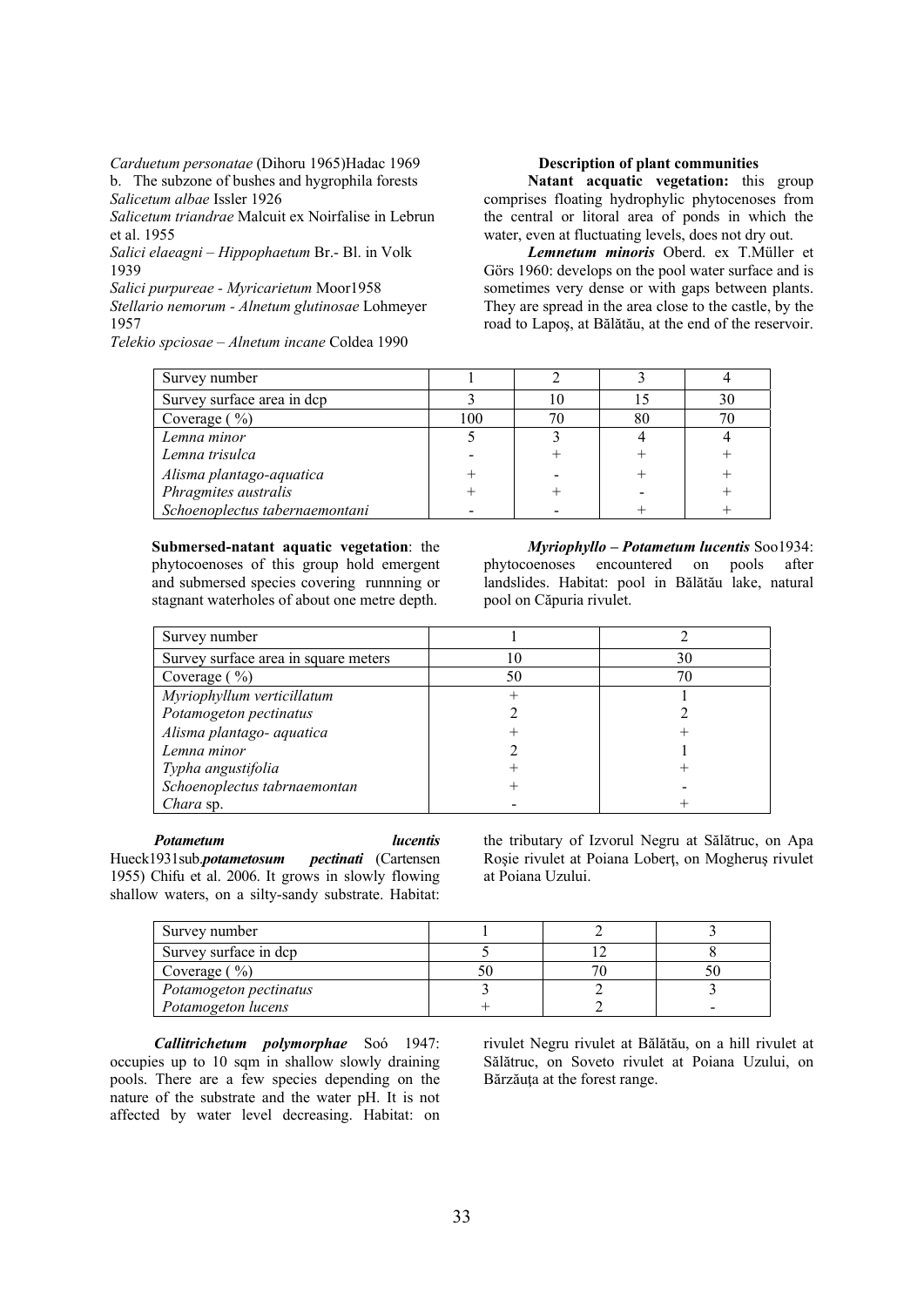*Carduetum personatae* (Dihoru 1965)Hadac 1969

b. The subzone of bushes and hygrophila forests

*Salicetum albae* Issler 1926

*Salicetum triandrae* Malcuit ex Noirfalise in Lebrun et al. 1955

*Salici elaeagni – Hippophaetum* Br.- Bl. in Volk 1939

*Salici purpureae - Myricarietum* Moor1958

*Stellario nemorum - Alnetum glutinosae* Lohmeyer 1957

*Telekio spciosae – Alnetum incane* Coldea 1990

**Description of plant communities**

**Natant acquatic vegetation:** this group comprises floating hydrophylic phytocenoses from the central or litoral area of ponds in which the water, even at fluctuating levels, does not dry out.

***Lemnetum minoris*** Oberd. ex T.Müller et Görs 1960: develops on the pool water surface and is sometimes very dense or with gaps between plants. They are spread in the area close to the castle, by the road to Lapoş, at Bălătău, at the end of the reservoir.

| Survey number | 1 | 2 | 3 | 4 |
|---|---|---|---|---|
| Survey surface area in dcp | 3 | 10 | 15 | 30 |
| Coverage ( %) | 100 | 70 | 80 | 70 |
| *Lemna minor* | 5 | 3 | 4 | 4 |
| *Lemna trisulca* | - | + | + | + |
| *Alisma plantago-aquatica* | + | - | + | + |
| *Phragmites australis* | + | + | - | + |
| *Schoenoplectus tabernaemontani* | - | - | + | + |

**Submersed-natant aquatic vegetation**: the phytocoenoses of this group hold emergent and submersed species covering runnning or stagnant waterholes of about one metre depth.

***Myriophyllo – Potametum lucentis*** Soo1934: phytocoenoses encountered on pools after landslides. Habitat: pool in Bălătău lake, natural pool on Căpuria rivulet.

| Survey number | 1 | 2 |
|---|---|---|
| Survey surface area in square meters | 10 | 30 |
| Coverage ( %) | 50 | 70 |
| *Myriophyllum verticillatum* | + | 1 |
| *Potamogeton pectinatus* | 2 | 2 |
| *Alisma plantago- aquatica* | + | + |
| *Lemna minor* | 2 | 1 |
| *Typha angustifolia* | + | + |
| *Schoenoplectus tabrnaemontan* | + | - |
| *Chara* sp. | - | + |

***Potametum lucentis*** Hueck1931sub.***potametosum pectinati*** (Cartensen 1955) Chifu et al. 2006. It grows in slowly flowing shallow waters, on a silty-sandy substrate. Habitat: the tributary of Izvorul Negru at Sălătruc, on Apa Roşie rivulet at Poiana Loberţ, on Mogheruş rivulet at Poiana Uzului.

| Survey number | 1 | 2 | 3 |
|---|---|---|---|
| Survey surface in dcp | 5 | 12 | 8 |
| Coverage ( %) | 50 | 70 | 50 |
| *Potamogeton pectinatus* | 3 | 2 | 3 |
| *Potamogeton lucens* | + | 2 | - |

***Callitrichetum polymorphae*** Soó 1947: occupies up to 10 sqm in shallow slowly draining pools. There are a few species depending on the nature of the substrate and the water pH. It is not affected by water level decreasing. Habitat: on rivulet Negru rivulet at Bălătău, on a hill rivulet at Sălătruc, on Soveto rivulet at Poiana Uzului, on Bărzăuţa at the forest range.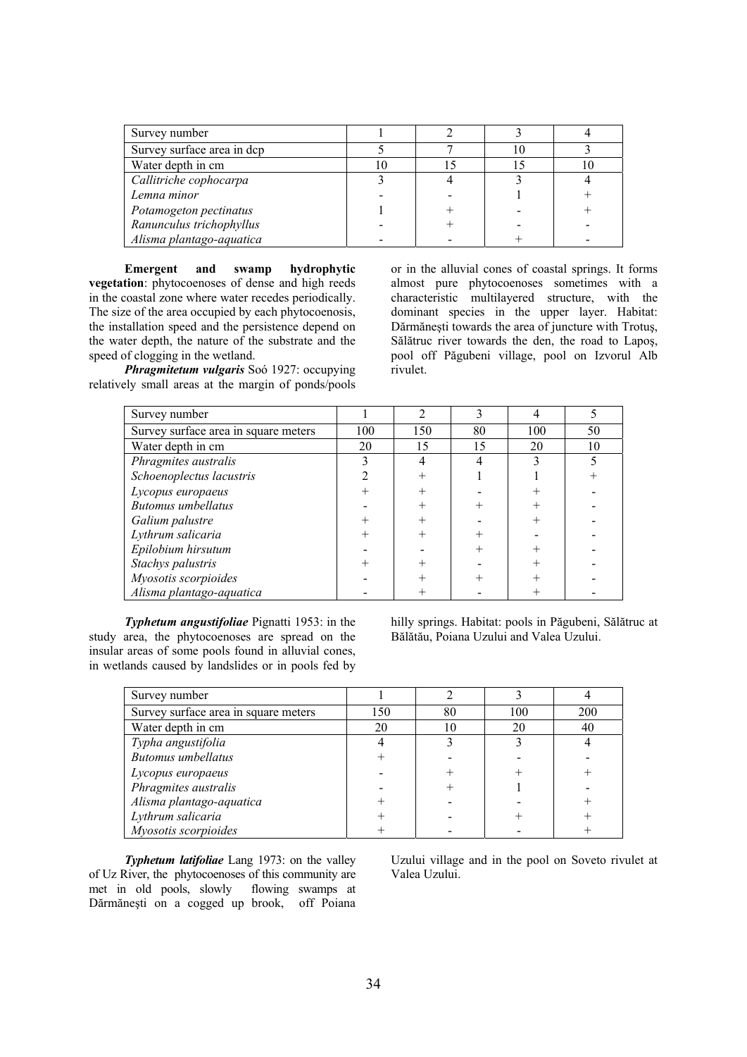| Survey number | 1 | 2 | 3 | 4 |
| --- | --- | --- | --- | --- |
| Survey surface area in dcp | 5 | 7 | 10 | 3 |
| Water depth in cm | 10 | 15 | 15 | 10 |
| *Callitriche cophocarpa* | 3 | 4 | 3 | 4 |
| *Lemna minor* | - | - | 1 | + |
| *Potamogeton pectinatus* | 1 | + | - | + |
| *Ranunculus trichophyllus* | - | + | - | - |
| *Alisma plantago-aquatica* | - | - | + | - |

**Emergent and swamp hydrophytic vegetation**: phytocoenoses of dense and high reeds in the coastal zone where water recedes periodically. The size of the area occupied by each phytocoenosis, the installation speed and the persistence depend on the water depth, the nature of the substrate and the speed of clogging in the wetland.

***Phragmitetum vulgaris*** Soó 1927: occupying relatively small areas at the margin of ponds/pools or in the alluvial cones of coastal springs. It forms almost pure phytocoenoses sometimes with a characteristic multilayered structure, with the dominant species in the upper layer. Habitat: Dărmăneşti towards the area of juncture with Trotuş, Sălătruc river towards the den, the road to Lapoş, pool off Păgubeni village, pool on Izvorul Alb rivulet.

| Survey number | 1 | 2 | 3 | 4 | 5 |
| --- | --- | --- | --- | --- | --- |
| Survey surface area in square meters | 100 | 150 | 80 | 100 | 50 |
| Water depth in cm | 20 | 15 | 15 | 20 | 10 |
| *Phragmites australis* | 3 | 4 | 4 | 3 | 5 |
| *Schoenoplectus lacustris* | 2 | + | 1 | 1 | + |
| *Lycopus europaeus* | + | + | - | + | - |
| *Butomus umbellatus* | - | + | + | + | - |
| *Galium palustre* | + | + | - | + | - |
| *Lythrum salicaria* | + | + | + | - | - |
| *Epilobium hirsutum* | - | - | + | + | - |
| *Stachys palustris* | + | + | - | + | - |
| *Myosotis scorpioides* | - | + | + | + | - |
| *Alisma plantago-aquatica* | - | + | - | + | - |

***Typhetum angustifoliae*** Pignatti 1953: in the study area, the phytocoenoses are spread on the insular areas of some pools found in alluvial cones, in wetlands caused by landslides or in pools fed by hilly springs. Habitat: pools in Păgubeni, Sălătruc at Bălătău, Poiana Uzului and Valea Uzului.

| Survey number | 1 | 2 | 3 | 4 |
| --- | --- | --- | --- | --- |
| Survey surface area in square meters | 150 | 80 | 100 | 200 |
| Water depth in cm | 20 | 10 | 20 | 40 |
| *Typha angustifolia* | 4 | 3 | 3 | 4 |
| *Butomus umbellatus* | + | - | - | - |
| *Lycopus europaeus* | - | + | + | + |
| *Phragmites australis* | - | + | 1 | - |
| *Alisma plantago-aquatica* | + | - | - | + |
| *Lythrum salicaria* | + | - | + | + |
| *Myosotis scorpioides* | + | - | - | + |

***Typhetum latifoliae*** Lang 1973: on the valley of Uz River, the phytocoenoses of this community are met in old pools, slowly flowing swamps at Dărmăneşti on a cogged up brook, off Poiana Uzului village and in the pool on Soveto rivulet at Valea Uzului.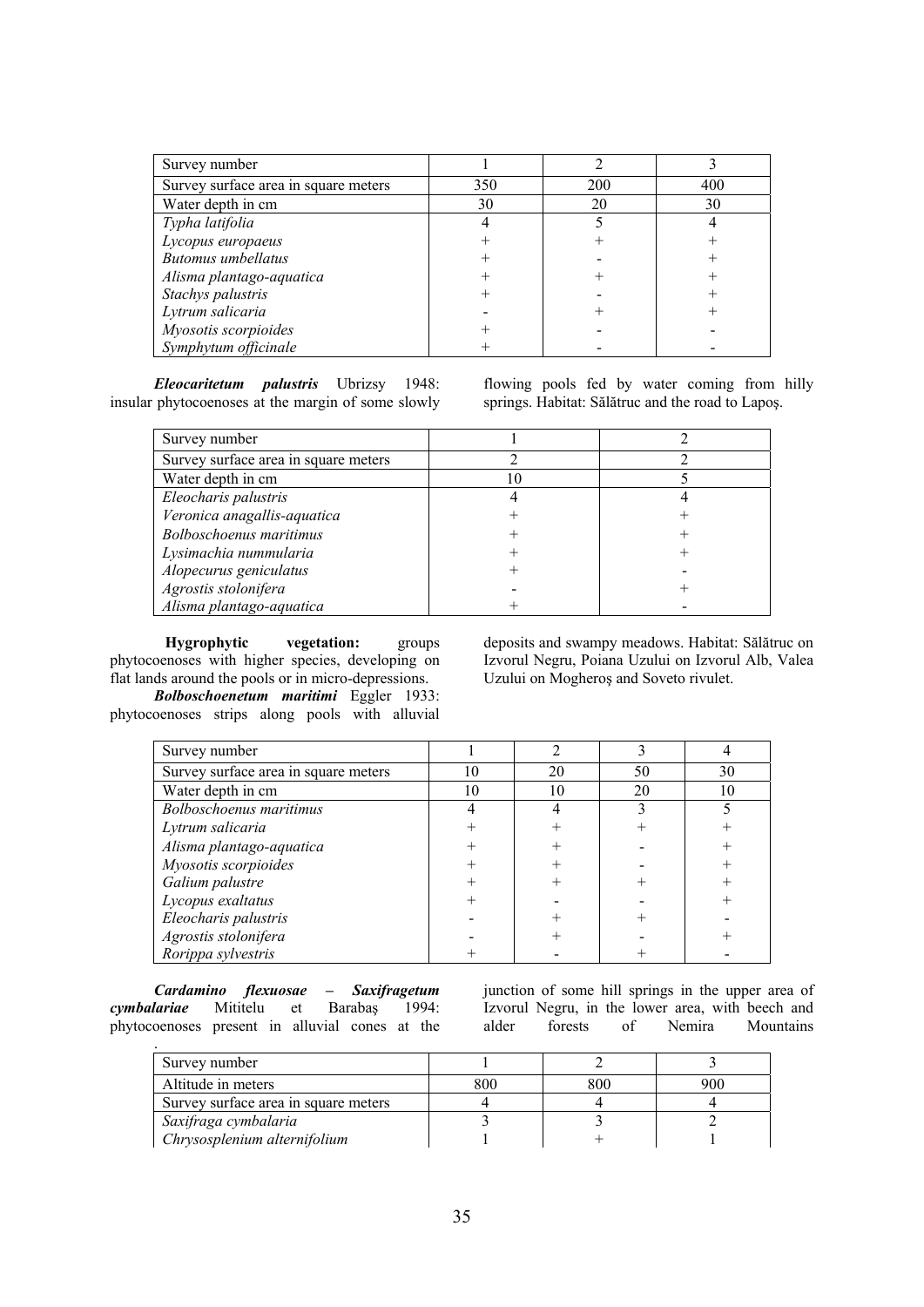| Survey number | 1 | 2 | 3 |
|---|---|---|---|
| Survey surface area in square meters | 350 | 200 | 400 |
| Water depth in cm | 30 | 20 | 30 |
| *Typha latifolia* | 4 | 5 | 4 |
| *Lycopus europaeus* | + | + | + |
| *Butomus umbellatus* | + | - | + |
| *Alisma plantago-aquatica* | + | + | + |
| *Stachys palustris* | + | - | + |
| *Lytrum salicaria* | - | + | + |
| *Myosotis scorpioides* | + | - | - |
| *Symphytum officinale* | + | - | - |

***Eleocaritetum palustris*** Ubrizsy 1948: insular phytocoenoses at the margin of some slowly flowing pools fed by water coming from hilly springs. Habitat: Sălătruc and the road to Lapoş.

| Survey number | 1 | 2 |
|---|---|---|
| Survey surface area in square meters | 2 | 2 |
| Water depth in cm | 10 | 5 |
| *Eleocharis palustris* | 4 | 4 |
| *Veronica anagallis-aquatica* | + | + |
| *Bolboschoenus maritimus* | + | + |
| *Lysimachia nummularia* | + | + |
| *Alopecurus geniculatus* | + | - |
| *Agrostis stolonifera* | - | + |
| *Alisma plantago-aquatica* | + | - |

**Hygrophytic vegetation:** groups phytocoenoses with higher species, developing on flat lands around the pools or in micro-depressions.

***Bolboschoenetum maritimi*** Eggler 1933: phytocoenoses strips along pools with alluvial deposits and swampy meadows. Habitat: Sălătruc on Izvorul Negru, Poiana Uzului on Izvorul Alb, Valea Uzului on Mogheroş and Soveto rivulet.

| Survey number | 1 | 2 | 3 | 4 |
|---|---|---|---|---|
| Survey surface area in square meters | 10 | 20 | 50 | 30 |
| Water depth in cm | 10 | 10 | 20 | 10 |
| *Bolboschoenus maritimus* | 4 | 4 | 3 | 5 |
| *Lytrum salicaria* | + | + | + | + |
| *Alisma plantago-aquatica* | + | + | - | + |
| *Myosotis scorpioides* | + | + | - | + |
| *Galium palustre* | + | + | + | + |
| *Lycopus exaltatus* | + | - | - | + |
| *Eleocharis palustris* | - | + | + | - |
| *Agrostis stolonifera* | - | + | - | + |
| *Rorippa sylvestris* | + | - | + | - |

***Cardamino flexuosae – Saxifragetum cymbalariae*** Mititelu et Barabaş 1994: phytocoenoses present in alluvial cones at the junction of some hill springs in the upper area of Izvorul Negru, in the lower area, with beech and alder forests of Nemira Mountains.

| Survey number | 1 | 2 | 3 |
|---|---|---|---|
| Altitude in meters | 800 | 800 | 900 |
| Survey surface area in square meters | 4 | 4 | 4 |
| *Saxifraga cymbalaria* | 3 | 3 | 2 |
| *Chrysosplenium alternifolium* | 1 | + | 1 |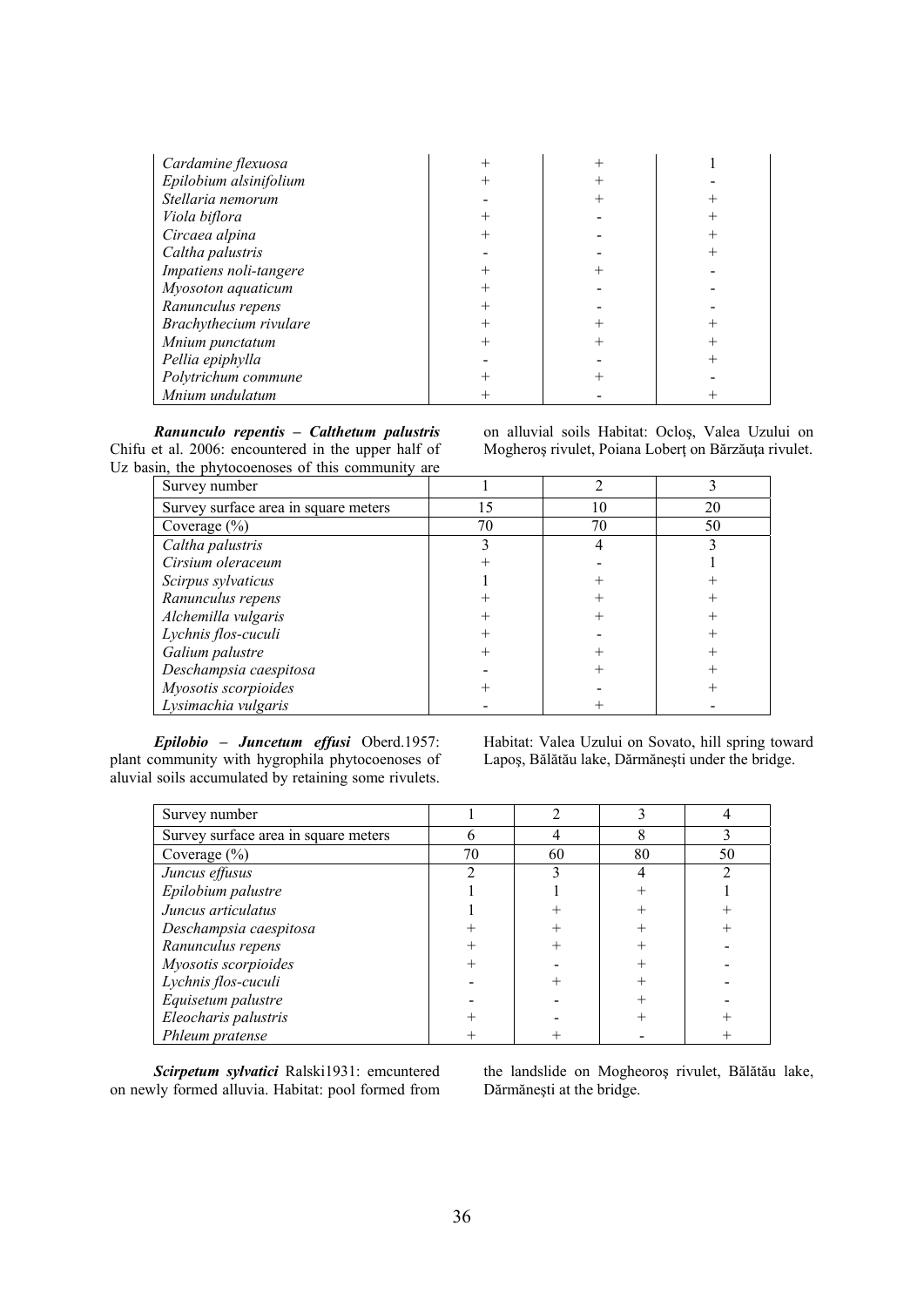| | | | |
|---|---|---|---|
| *Cardamine flexuosa* | + | + | 1 |
| *Epilobium alsinifolium* | + | + | - |
| *Stellaria nemorum* | - | + | + |
| *Viola biflora* | + | - | + |
| *Circaea alpina* | + | - | + |
| *Caltha palustris* | - | - | + |
| *Impatiens noli-tangere* | + | + | - |
| *Myosoton aquaticum* | + | - | - |
| *Ranunculus repens* | + | - | - |
| *Brachythecium rivulare* | + | + | + |
| *Mnium punctatum* | + | + | + |
| *Pellia epiphylla* | - | - | + |
| *Polytrichum commune* | + | + | - |
| *Mnium undulatum* | + | - | + |

***Ranunculo repentis – Calthetum palustris*** Chifu et al. 2006: encountered in the upper half of Uz basin, the phytocoenoses of this community are on alluvial soils Habitat: Ocloş, Valea Uzului on Mogheroş rivulet, Poiana Loberţ on Bărzăuţa rivulet.

| Survey number | 1 | 2 | 3 |
|---|---|---|---|
| Survey surface area in square meters | 15 | 10 | 20 |
| Coverage (%) | 70 | 70 | 50 |
| *Caltha palustris* | 3 | 4 | 3 |
| *Cirsium oleraceum* | + | - | 1 |
| *Scirpus sylvaticus* | 1 | + | + |
| *Ranunculus repens* | + | + | + |
| *Alchemilla vulgaris* | + | + | + |
| *Lychnis flos-cuculi* | + | - | + |
| *Galium palustre* | + | + | + |
| *Deschampsia caespitosa* | - | + | + |
| *Myosotis scorpioides* | + | - | + |
| *Lysimachia vulgaris* | - | + | - |

***Epilobio – Juncetum effusi*** Oberd.1957: plant community with hygrophila phytocoenoses of aluvial soils accumulated by retaining some rivulets. Habitat: Valea Uzului on Sovato, hill spring toward Lapoş, Bălătău lake, Dărmăneşti under the bridge.

| Survey number | 1 | 2 | 3 | 4 |
|---|---|---|---|---|
| Survey surface area in square meters | 6 | 4 | 8 | 3 |
| Coverage (%) | 70 | 60 | 80 | 50 |
| *Juncus effusus* | 2 | 3 | 4 | 2 |
| *Epilobium palustre* | 1 | 1 | + | 1 |
| *Juncus articulatus* | 1 | + | + | + |
| *Deschampsia caespitosa* | + | + | + | + |
| *Ranunculus repens* | + | + | + | - |
| *Myosotis scorpioides* | + | - | + | - |
| *Lychnis flos-cuculi* | - | + | + | - |
| *Equisetum palustre* | - | - | + | - |
| *Eleocharis palustris* | + | - | + | + |
| *Phleum pratense* | + | + | - | + |

***Scirpetum sylvatici*** Ralski1931: emcuntered on newly formed alluvia. Habitat: pool formed from the landslide on Mogheoroş rivulet, Bălătău lake, Dărmăneşti at the bridge.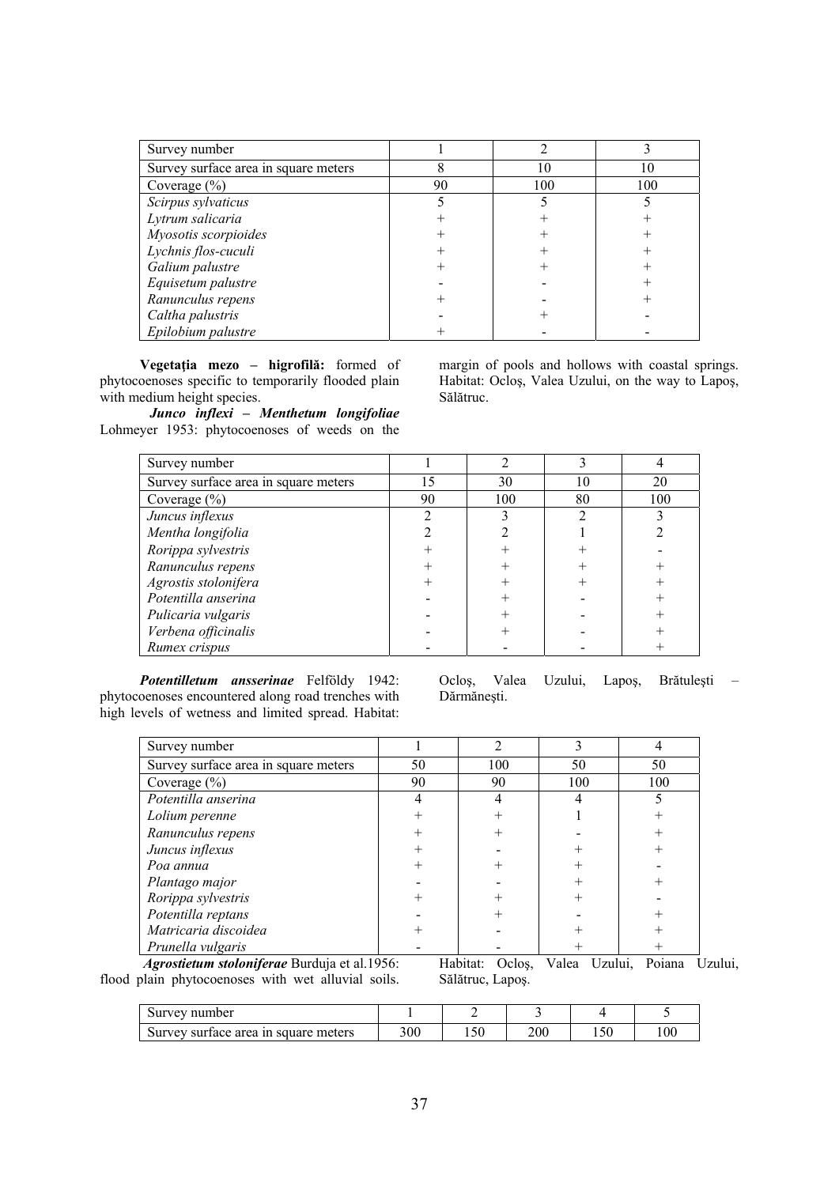| Survey number | 1 | 2 | 3 |
|---|---|---|---|
| Survey surface area in square meters | 8 | 10 | 10 |
| Coverage (%) | 90 | 100 | 100 |
| *Scirpus sylvaticus* | 5 | 5 | 5 |
| *Lytrum salicaria* | + | + | + |
| *Myosotis scorpioides* | + | + | + |
| *Lychnis flos-cuculi* | + | + | + |
| *Galium palustre* | + | + | + |
| *Equisetum palustre* | - | - | + |
| *Ranunculus repens* | + | - | + |
| *Caltha palustris* | - | + | - |
| *Epilobium palustre* | + | - | - |

**Vegetația mezo – higrofilă:** formed of phytocoenoses specific to temporarily flooded plain with medium height species.

***Junco inflexi – Menthetum longifoliae*** Lohmeyer 1953: phytocoenoses of weeds on the margin of pools and hollows with coastal springs. Habitat: Ocloș, Valea Uzului, on the way to Lapoș, Sălătruc.

| Survey number | 1 | 2 | 3 | 4 |
|---|---|---|---|---|
| Survey surface area in square meters | 15 | 30 | 10 | 20 |
| Coverage (%) | 90 | 100 | 80 | 100 |
| *Juncus inflexus* | 2 | 3 | 2 | 3 |
| *Mentha longifolia* | 2 | 2 | 1 | 2 |
| *Rorippa sylvestris* | + | + | + | - |
| *Ranunculus repens* | + | + | + | + |
| *Agrostis stolonifera* | + | + | + | + |
| *Potentilla anserina* | - | + | - | + |
| *Pulicaria vulgaris* | - | + | - | + |
| *Verbena officinalis* | - | + | - | + |
| *Rumex crispus* | - | - | - | + |

***Potentilletum ansserinae*** Felföldy 1942: phytocoenoses encountered along road trenches with high levels of wetness and limited spread. Habitat: Ocloș, Valea Uzului, Lapoș, Brătulești – Dărmănești.

| Survey number | 1 | 2 | 3 | 4 |
|---|---|---|---|---|
| Survey surface area in square meters | 50 | 100 | 50 | 50 |
| Coverage (%) | 90 | 90 | 100 | 100 |
| *Potentilla anserina* | 4 | 4 | 4 | 5 |
| *Lolium perenne* | + | + | 1 | + |
| *Ranunculus repens* | + | + | - | + |
| *Juncus inflexus* | + | - | + | + |
| *Poa annua* | + | + | + | - |
| *Plantago major* | - | - | + | + |
| *Rorippa sylvestris* | + | + | + | - |
| *Potentilla reptans* | - | + | - | + |
| *Matricaria discoidea* | + | - | + | + |
| *Prunella vulgaris* | - | - | + | + |

***Agrostietum stoloniferae*** Burduja et al.1956: flood plain phytocoenoses with wet alluvial soils. Habitat: Ocloș, Valea Uzului, Poiana Uzului, Sălătruc, Lapoș.

| Survey number | 1 | 2 | 3 | 4 | 5 |
|---|---|---|---|---|---|
| Survey surface area in square meters | 300 | 150 | 200 | 150 | 100 |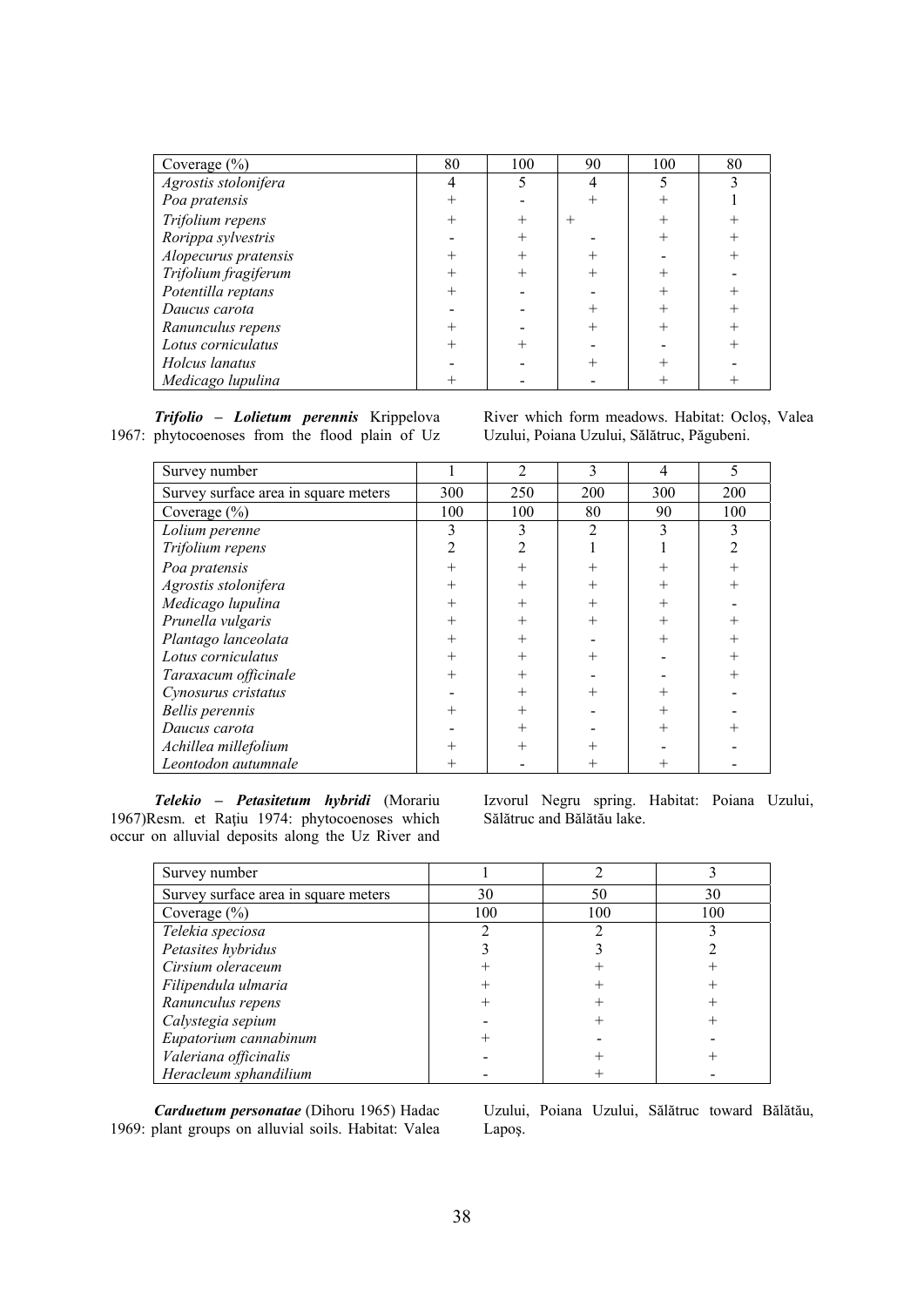| Coverage (%) | 80 | 100 | 90 | 100 | 80 |
|---|---|---|---|---|---|
| *Agrostis stolonifera* | 4 | 5 | 4 | 5 | 3 |
| *Poa pratensis* | + | - | + | + | 1 |
| *Trifolium repens* | + | + | + | + | + |
| *Rorippa sylvestris* | - | + | - | + | + |
| *Alopecurus pratensis* | + | + | + | - | + |
| *Trifolium fragiferum* | + | + | + | + | - |
| *Potentilla reptans* | + | - | - | + | + |
| *Daucus carota* | - | - | + | + | + |
| *Ranunculus repens* | + | - | + | + | + |
| *Lotus corniculatus* | + | + | - | - | + |
| *Holcus lanatus* | - | - | + | + | - |
| *Medicago lupulina* | + | - | - | + | + |

***Trifolio – Lolietum perennis*** Krippelova 1967: phytocoenoses from the flood plain of Uz River which form meadows. Habitat: Ocloş, Valea Uzului, Poiana Uzului, Sălătruc, Păgubeni.

| Survey number | 1 | 2 | 3 | 4 | 5 |
|---|---|---|---|---|---|
| Survey surface area in square meters | 300 | 250 | 200 | 300 | 200 |
| Coverage (%) | 100 | 100 | 80 | 90 | 100 |
| *Lolium perenne* | 3 | 3 | 2 | 3 | 3 |
| *Trifolium repens* | 2 | 2 | 1 | 1 | 2 |
| *Poa pratensis* | + | + | + | + | + |
| *Agrostis stolonifera* | + | + | + | + | + |
| *Medicago lupulina* | + | + | + | + | - |
| *Prunella vulgaris* | + | + | + | + | + |
| *Plantago lanceolata* | + | + | - | + | + |
| *Lotus corniculatus* | + | + | + | - | + |
| *Taraxacum officinale* | + | + | - | - | + |
| *Cynosurus cristatus* | - | + | + | + | - |
| *Bellis perennis* | + | + | - | + | - |
| *Daucus carota* | - | + | - | + | + |
| *Achillea millefolium* | + | + | + | - | - |
| *Leontodon autumnale* | + | - | + | + | - |

***Telekio – Petasitetum hybridi*** (Morariu 1967)Resm. et Raţiu 1974: phytocoenoses which occur on alluvial deposits along the Uz River and Izvorul Negru spring. Habitat: Poiana Uzului, Sălătruc and Bălătău lake.

| Survey number | 1 | 2 | 3 |
|---|---|---|---|
| Survey surface area in square meters | 30 | 50 | 30 |
| Coverage (%) | 100 | 100 | 100 |
| *Telekia speciosa* | 2 | 2 | 3 |
| *Petasites hybridus* | 3 | 3 | 2 |
| *Cirsium oleraceum* | + | + | + |
| *Filipendula ulmaria* | + | + | + |
| *Ranunculus repens* | + | + | + |
| *Calystegia sepium* | - | + | + |
| *Eupatorium cannabinum* | + | - | - |
| *Valeriana officinalis* | - | + | + |
| *Heracleum sphandilium* | - | + | - |

***Carduetum personatae*** (Dihoru 1965) Hadac 1969: plant groups on alluvial soils. Habitat: Valea Uzului, Poiana Uzului, Sălătruc toward Bălătău, Lapoş.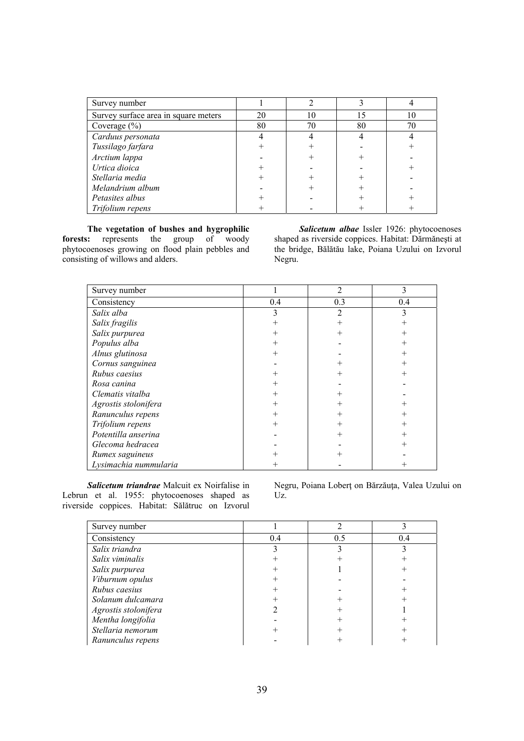| Survey number | 1 | 2 | 3 | 4 |
|---|---|---|---|---|
| Survey surface area in square meters | 20 | 10 | 15 | 10 |
| Coverage (%) | 80 | 70 | 80 | 70 |
| *Carduus personata* | 4 | 4 | 4 | 4 |
| *Tussilago farfara* | + | + | - | + |
| *Arctium lappa* | - | + | + | - |
| *Urtica dioica* | + | - | - | + |
| *Stellaria media* | + | + | + | - |
| *Melandrium album* | - | + | + | - |
| *Petasites albus* | + | - | + | + |
| *Trifolium repens* | + | - | + | + |

**The vegetation of bushes and hygrophilic forests:** represents the group of woody phytocoenoses growing on flood plain pebbles and consisting of willows and alders.

***Salicetum albae*** Issler 1926: phytocoenoses shaped as riverside coppices. Habitat: Dărmănești at the bridge, Bălătău lake, Poiana Uzului on Izvorul Negru.

| Survey number | 1 | 2 | 3 |
|---|---|---|---|
| Consistency | 0.4 | 0.3 | 0.4 |
| *Salix alba* | 3 | 2 | 3 |
| *Salix fragilis* | + | + | + |
| *Salix purpurea* | + | + | + |
| *Populus alba* | + | - | + |
| *Alnus glutinosa* | + | - | + |
| *Cornus sanguinea* | - | + | + |
| *Rubus caesius* | + | + | + |
| *Rosa canina* | + | - | - |
| *Clematis vitalba* | + | + | - |
| *Agrostis stolonifera* | + | + | + |
| *Ranunculus repens* | + | + | + |
| *Trifolium repens* | + | + | + |
| *Potentilla anserina* | - | + | + |
| *Glecoma hedracea* | - | - | + |
| *Rumex saguineus* | + | + | - |
| *Lysimachia nummularia* | + | - | + |

***Salicetum triandrae*** Malcuit ex Noirfalise in Lebrun et al. 1955: phytocoenoses shaped as riverside coppices. Habitat: Sălătruc on Izvorul Negru, Poiana Loberț on Bărzăuța, Valea Uzului on Uz.

| Survey number | 1 | 2 | 3 |
|---|---|---|---|
| Consistency | 0.4 | 0.5 | 0.4 |
| *Salix triandra* | 3 | 3 | 3 |
| *Salix viminalis* | + | + | + |
| *Salix purpurea* | + | 1 | + |
| *Viburnum opulus* | + | - | - |
| *Rubus caesius* | + | - | + |
| *Solanum dulcamara* | + | + | + |
| *Agrostis stolonifera* | 2 | + | 1 |
| *Mentha longifolia* | - | + | + |
| *Stellaria nemorum* | + | + | + |
| *Ranunculus repens* | - | + | + |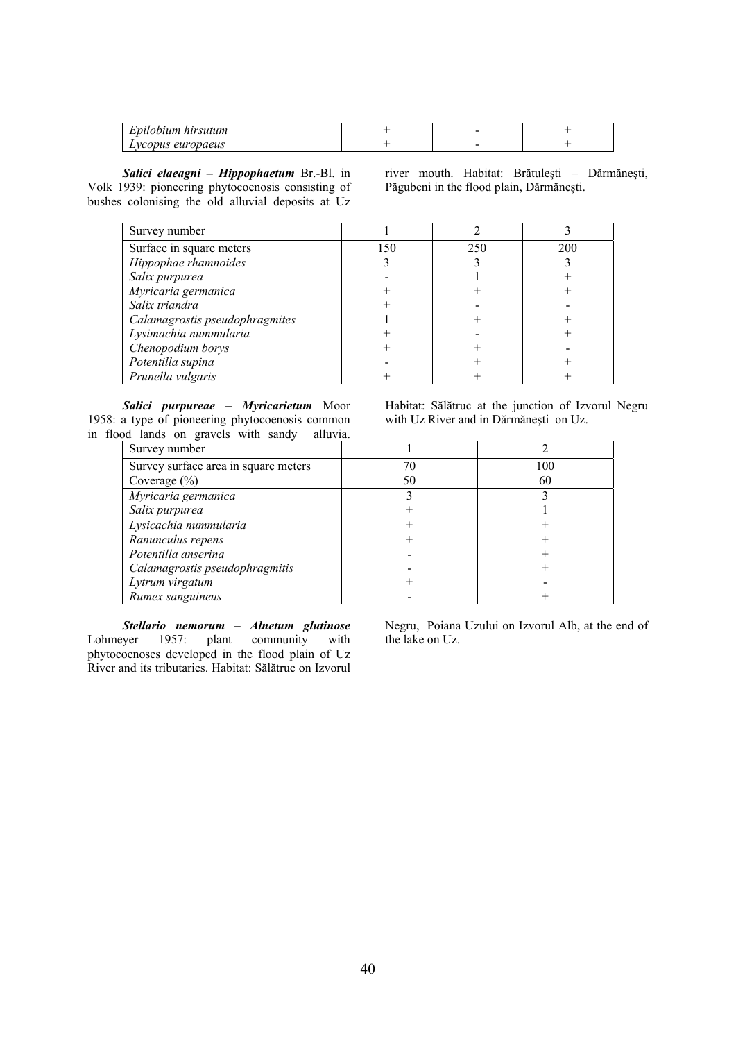| | | | |
|---|---|---|---|
| *Epilobium hirsutum* | + | - | + |
| *Lycopus europaeus* | + | - | + |

***Salici elaeagni – Hippophaetum*** Br.-Bl. in Volk 1939: pioneering phytocoenosis consisting of bushes colonising the old alluvial deposits at Uz river mouth. Habitat: Brătuleşti – Dărmăneşti, Păgubeni in the flood plain, Dărmăneşti.

| Survey number | 1 | 2 | 3 |
|---|---|---|---|
| Surface in square meters | 150 | 250 | 200 |
| *Hippophae rhamnoides* | 3 | 3 | 3 |
| *Salix purpurea* | - | 1 | + |
| *Myricaria germanica* | + | + | + |
| *Salix triandra* | + | - | - |
| *Calamagrostis pseudophragmites* | 1 | + | + |
| *Lysimachia nummularia* | + | - | + |
| *Chenopodium borys* | + | + | - |
| *Potentilla supina* | - | + | + |
| *Prunella vulgaris* | + | + | + |

***Salici purpureae – Myricarietum*** Moor 1958: a type of pioneering phytocoenosis common in flood lands on gravels with sandy alluvia. Habitat: Sălătruc at the junction of Izvorul Negru with Uz River and in Dărmăneşti on Uz.

| Survey number | 1 | 2 |
|---|---|---|
| Survey surface area in square meters | 70 | 100 |
| Coverage (%) | 50 | 60 |
| *Myricaria germanica* | 3 | 3 |
| *Salix purpurea* | + | 1 |
| *Lysicachia nummularia* | + | + |
| *Ranunculus repens* | + | + |
| *Potentilla anserina* | - | + |
| *Calamagrostis pseudophragmitis* | - | + |
| *Lytrum virgatum* | + | - |
| *Rumex sanguineus* | - | + |

***Stellario nemorum – Alnetum glutinose*** Lohmeyer 1957: plant community with phytocoenoses developed in the flood plain of Uz River and its tributaries. Habitat: Sălătruc on Izvorul Negru, Poiana Uzului on Izvorul Alb, at the end of the lake on Uz.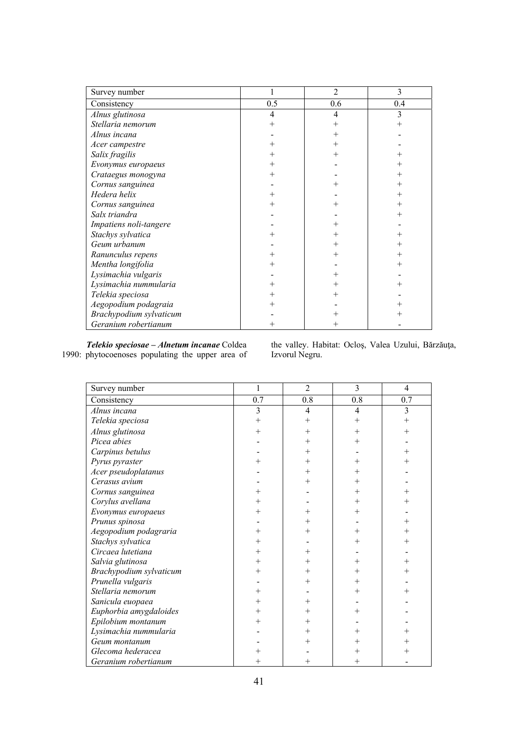| Survey number | 1 | 2 | 3 |
|---|---|---|---|
| Consistency | 0.5 | 0.6 | 0.4 |
| *Alnus glutinosa* | 4 | 4 | 3 |
| *Stellaria nemorum* | + | + | + |
| *Alnus incana* | - | + | - |
| *Acer campestre* | + | + | - |
| *Salix fragilis* | + | + | + |
| *Evonymus europaeus* | + | - | + |
| *Crataegus monogyna* | + | - | + |
| *Cornus sanguinea* | - | + | + |
| *Hedera helix* | + | - | + |
| *Cornus sanguinea* | + | + | + |
| *Salx triandra* | - | - | + |
| *Impatiens noli-tangere* | - | + | - |
| *Stachys sylvatica* | + | + | + |
| *Geum urbanum* | - | + | + |
| *Ranunculus repens* | + | + | + |
| *Mentha longifolia* | + | - | + |
| *Lysimachia vulgaris* | - | + | - |
| *Lysimachia nummularia* | + | + | + |
| *Telekia speciosa* | + | + | - |
| *Aegopodium podagraia* | + | - | + |
| *Brachypodium sylvaticum* | - | + | + |
| *Geranium robertianum* | + | + | - |

***Telekio speciosae – Alnetum incanae*** Coldea 1990: phytocoenoses populating the upper area of the valley. Habitat: Ocloş, Valea Uzului, Bărzăuţa, Izvorul Negru.

| Survey number | 1 | 2 | 3 | 4 |
|---|---|---|---|---|
| Consistency | 0.7 | 0.8 | 0.8 | 0.7 |
| *Alnus incana* | 3 | 4 | 4 | 3 |
| *Telekia speciosa* | + | + | + | + |
| *Alnus glutinosa* | + | + | + | + |
| *Picea abies* | - | + | + | - |
| *Carpinus betulus* | - | + | - | + |
| *Pyrus pyraster* | + | + | + | + |
| *Acer pseudoplatanus* | - | + | + | - |
| *Cerasus avium* | - | + | + | - |
| *Cornus sanguinea* | + | - | + | + |
| *Corylus avellana* | + | - | + | + |
| *Evonymus europaeus* | + | + | + | - |
| *Prunus spinosa* | - | + | - | + |
| *Aegopodium podagraria* | + | + | + | + |
| *Stachys sylvatica* | + | - | + | + |
| *Circaea lutetiana* | + | + | - | - |
| *Salvia glutinosa* | + | + | + | + |
| *Brachypodium sylvaticum* | + | + | + | + |
| *Prunella vulgaris* | - | + | + | - |
| *Stellaria nemorum* | + | - | + | + |
| *Sanicula euopaea* | + | + | - | - |
| *Euphorbia amygdaloides* | + | + | + | - |
| *Epilobium montanum* | + | + | - | - |
| *Lysimachia nummularia* | - | + | + | + |
| *Geum montanum* | - | + | + | + |
| *Glecoma hederacea* | + | - | + | + |
| *Geranium robertianum* | + | + | + | - |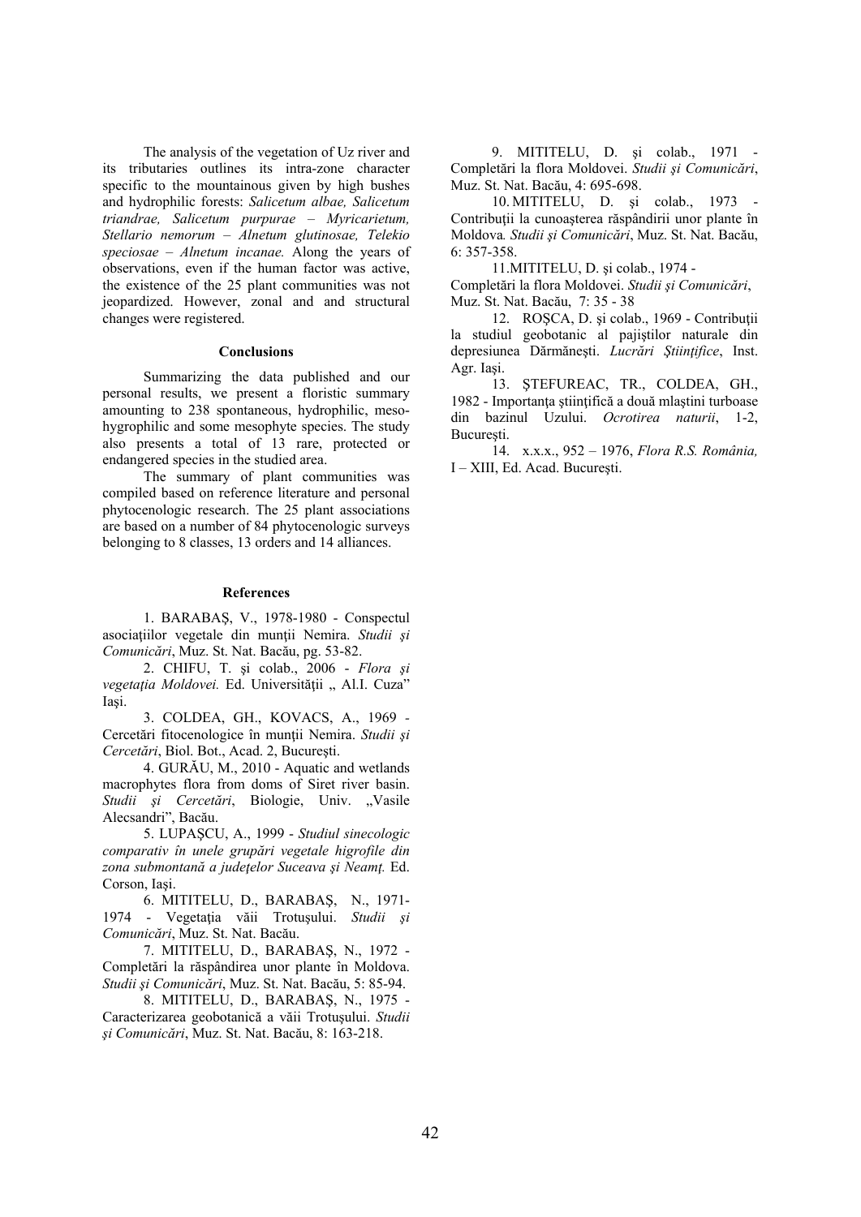The analysis of the vegetation of Uz river and its tributaries outlines its intra-zone character specific to the mountainous given by high bushes and hydrophilic forests: *Salicetum albae, Salicetum triandrae, Salicetum purpurae – Myricarietum, Stellario nemorum – Alnetum glutinosae, Telekio speciosae – Alnetum incanae.* Along the years of observations, even if the human factor was active, the existence of the 25 plant communities was not jeopardized. However, zonal and and structural changes were registered.

### Conclusions

Summarizing the data published and our personal results, we present a floristic summary amounting to 238 spontaneous, hydrophilic, meso-hygrophilic and some mesophyte species. The study also presents a total of 13 rare, protected or endangered species in the studied area.

The summary of plant communities was compiled based on reference literature and personal phytocenologic research. The 25 plant associations are based on a number of 84 phytocenologic surveys belonging to 8 classes, 13 orders and 14 alliances.

### References

1. BARABAŞ, V., 1978-1980 - Conspectul asociaţiilor vegetale din munţii Nemira. *Studii şi Comunicări*, Muz. St. Nat. Bacău, pg. 53-82.
2. CHIFU, T. şi colab., 2006 - *Flora şi vegetaţia Moldovei.* Ed. Universităţii „ Al.I. Cuza" Iaşi.
3. COLDEA, GH., KOVACS, A., 1969 - Cercetări fitocenologice în munţii Nemira. *Studii şi Cercetări*, Biol. Bot., Acad. 2, Bucureşti.
4. GURĂU, M., 2010 - Aquatic and wetlands macrophytes flora from doms of Siret river basin. *Studii şi Cercetări*, Biologie, Univ. „Vasile Alecsandri", Bacău.
5. LUPAŞCU, A., 1999 - *Studiul sinecologic comparativ în unele grupări vegetale higrofile din zona submontană a judeţelor Suceava şi Neamţ.* Ed. Corson, Iaşi.
6. MITITELU, D., BARABAŞ, N., 1971-1974 - Vegetaţia văii Trotuşului. *Studii şi Comunicări*, Muz. St. Nat. Bacău.
7. MITITELU, D., BARABAŞ, N., 1972 - Completări la răspândirea unor plante în Moldova. *Studii şi Comunicări*, Muz. St. Nat. Bacău, 5: 85-94.
8. MITITELU, D., BARABAŞ, N., 1975 - Caracterizarea geobotanică a văii Trotuşului. *Studii şi Comunicări*, Muz. St. Nat. Bacău, 8: 163-218.
9. MITITELU, D. şi colab., 1971 - Completări la flora Moldovei. *Studii şi Comunicări*, Muz. St. Nat. Bacău, 4: 695-698.
10. MITITELU, D. şi colab., 1973 - Contribuţii la cunoaşterea răspândirii unor plante în Moldova*. Studii şi Comunicări*, Muz. St. Nat. Bacău, 6: 357-358.
11. MITITELU, D. şi colab., 1974 - Completări la flora Moldovei. *Studii şi Comunicări*, Muz. St. Nat. Bacău, 7: 35 - 38
12. ROŞCA, D. şi colab., 1969 - Contribuţii la studiul geobotanic al pajiştilor naturale din depresiunea Dărmăneşti. *Lucrări Ştiinţifice*, Inst. Agr. Iaşi.
13. ŞTEFUREAC, TR., COLDEA, GH., 1982 - Importanţa ştiinţifică a două mlaştini turboase din bazinul Uzului. *Ocrotirea naturii*, 1-2, Bucureşti.
14. x.x.x., 952 – 1976, *Flora R.S. România,* I – XIII, Ed. Acad. Bucureşti.